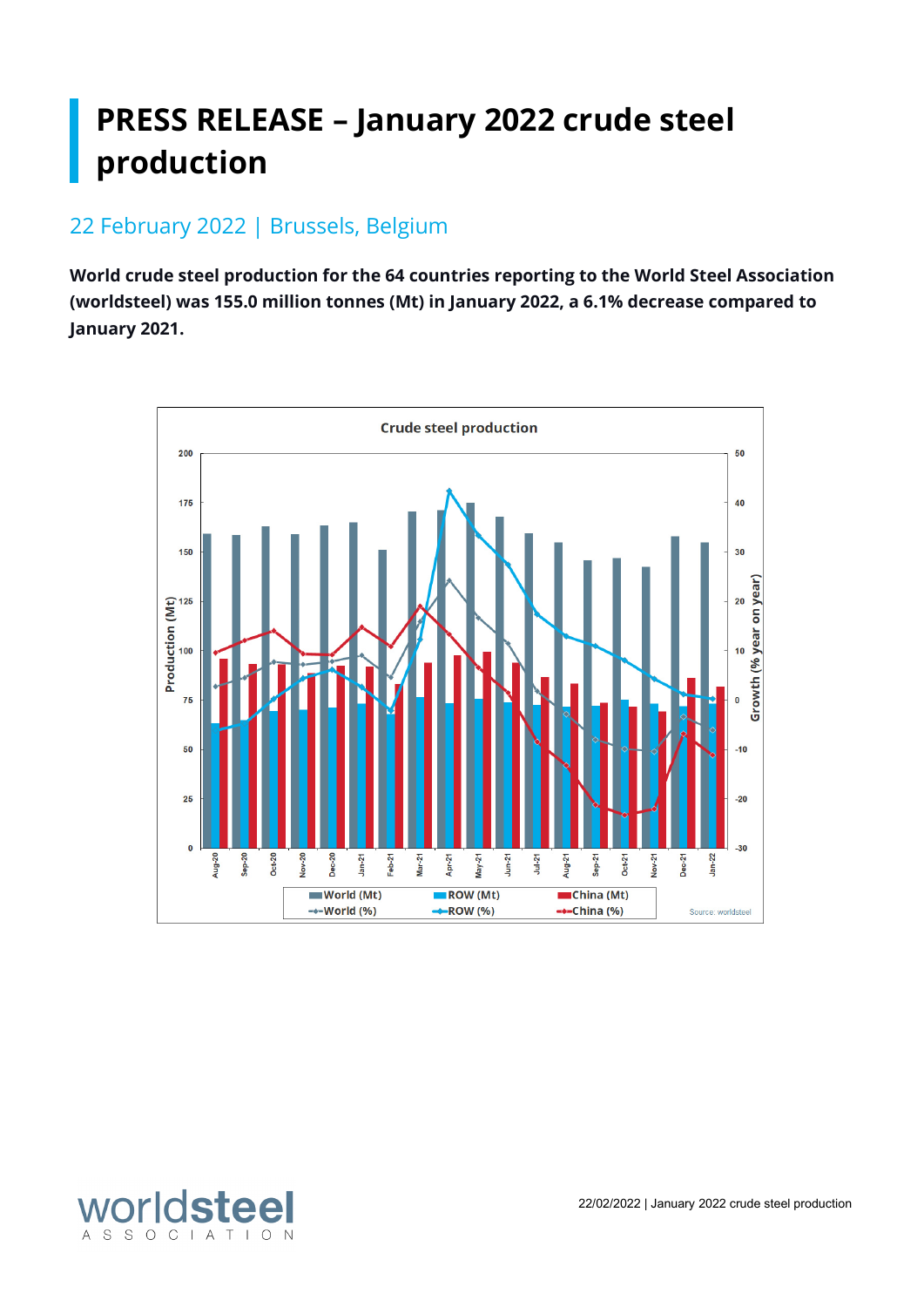# PRESS RELEASE – January 2022 crude steel production

22 February 2022 | Brussels, Belgium

**World crude steel production for the 64 countries reporting to the World Steel Association (worldsteel) was 155.0 million tonnes (Mt) in January 2022, a 6.1% decrease compared to January 2021.**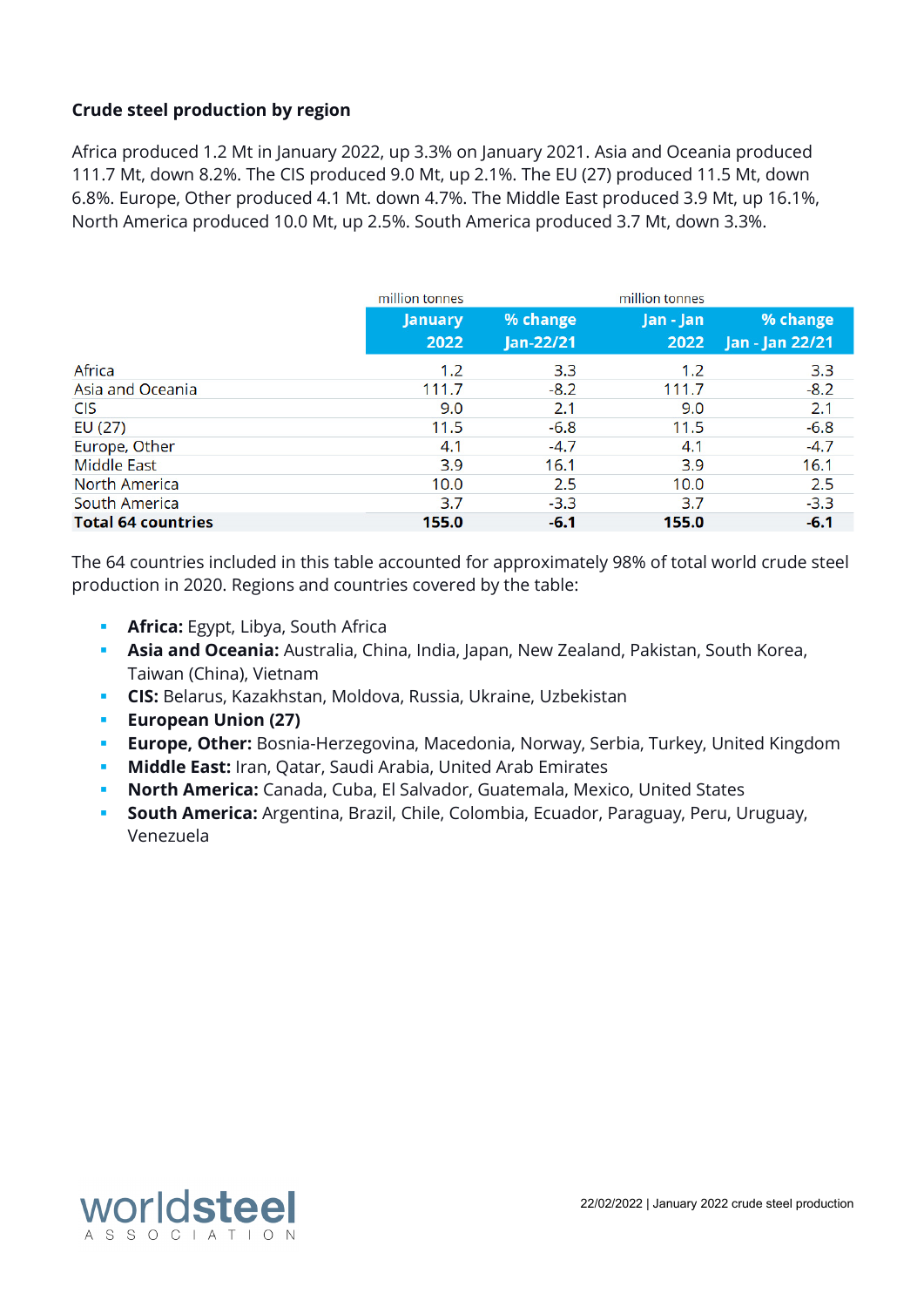**Crude steel production by region**

Africa produced 1.2 Mt in January 2022, up 3.3% on January 2021. Asia and Oceania produced 111.7 Mt, down 8.2%. The CIS produced 9.0 Mt, up 2.1%. The EU (27) produced 11.5 Mt, down 6.8%. Europe, Other produced 4.1 Mt. down 4.7%. The Middle East produced 3.9 Mt, up 16.1%, North America produced 10.0 Mt, up 2.5%. South America produced 3.7 Mt, down 3.3%.

| | million tonnes | | million tonnes | |
|---|---|---|---|---|
| | January 2022 | % change Jan-22/21 | Jan - Jan 2022 | % change Jan - Jan 22/21 |
| Africa | 1.2 | 3.3 | 1.2 | 3.3 |
| Asia and Oceania | 111.7 | -8.2 | 111.7 | -8.2 |
| CIS | 9.0 | 2.1 | 9.0 | 2.1 |
| EU (27) | 11.5 | -6.8 | 11.5 | -6.8 |
| Europe, Other | 4.1 | -4.7 | 4.1 | -4.7 |
| Middle East | 3.9 | 16.1 | 3.9 | 16.1 |
| North America | 10.0 | 2.5 | 10.0 | 2.5 |
| South America | 3.7 | -3.3 | 3.7 | -3.3 |
| **Total 64 countries** | **155.0** | **-6.1** | **155.0** | **-6.1** |

The 64 countries included in this table accounted for approximately 98% of total world crude steel production in 2020. Regions and countries covered by the table:

- **Africa:** Egypt, Libya, South Africa
- **Asia and Oceania:** Australia, China, India, Japan, New Zealand, Pakistan, South Korea, Taiwan (China), Vietnam
- **CIS:** Belarus, Kazakhstan, Moldova, Russia, Ukraine, Uzbekistan
- **European Union (27)**
- **Europe, Other:** Bosnia-Herzegovina, Macedonia, Norway, Serbia, Turkey, United Kingdom
- **Middle East:** Iran, Qatar, Saudi Arabia, United Arab Emirates
- **North America:** Canada, Cuba, El Salvador, Guatemala, Mexico, United States
- **South America:** Argentina, Brazil, Chile, Colombia, Ecuador, Paraguay, Peru, Uruguay, Venezuela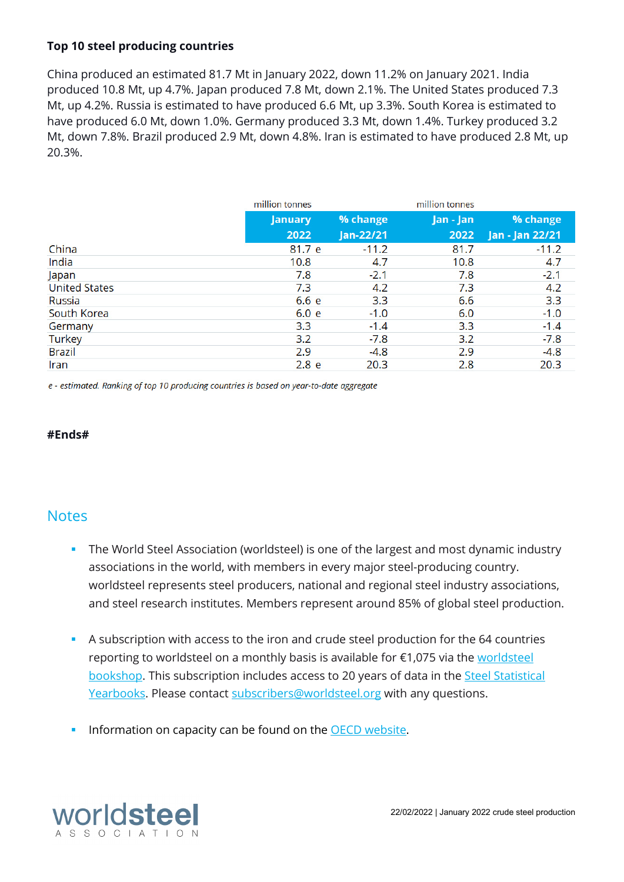**Top 10 steel producing countries**

China produced an estimated 81.7 Mt in January 2022, down 11.2% on January 2021. India produced 10.8 Mt, up 4.7%. Japan produced 7.8 Mt, down 2.1%. The United States produced 7.3 Mt, up 4.2%. Russia is estimated to have produced 6.6 Mt, up 3.3%. South Korea is estimated to have produced 6.0 Mt, down 1.0%. Germany produced 3.3 Mt, down 1.4%. Turkey produced 3.2 Mt, down 7.8%. Brazil produced 2.9 Mt, down 4.8%. Iran is estimated to have produced 2.8 Mt, up 20.3%.

| | million tonnes | | million tonnes | |
|---|---|---|---|---|
| | January 2022 | % change Jan-22/21 | Jan - Jan 2022 | % change Jan - Jan 22/21 |
| China | 81.7 e | -11.2 | 81.7 | -11.2 |
| India | 10.8 | 4.7 | 10.8 | 4.7 |
| Japan | 7.8 | -2.1 | 7.8 | -2.1 |
| United States | 7.3 | 4.2 | 7.3 | 4.2 |
| Russia | 6.6 e | 3.3 | 6.6 | 3.3 |
| South Korea | 6.0 e | -1.0 | 6.0 | -1.0 |
| Germany | 3.3 | -1.4 | 3.3 | -1.4 |
| Turkey | 3.2 | -7.8 | 3.2 | -7.8 |
| Brazil | 2.9 | -4.8 | 2.9 | -4.8 |
| Iran | 2.8 e | 20.3 | 2.8 | 20.3 |

*e - estimated. Ranking of top 10 producing countries is based on year-to-date aggregate*

**#Ends#**

## Notes

- The World Steel Association (worldsteel) is one of the largest and most dynamic industry associations in the world, with members in every major steel-producing country. worldsteel represents steel producers, national and regional steel industry associations, and steel research institutes. Members represent around 85% of global steel production.

- A subscription with access to the iron and crude steel production for the 64 countries reporting to worldsteel on a monthly basis is available for €1,075 via the worldsteel bookshop. This subscription includes access to 20 years of data in the Steel Statistical Yearbooks. Please contact subscribers@worldsteel.org with any questions.

- Information on capacity can be found on the OECD website.